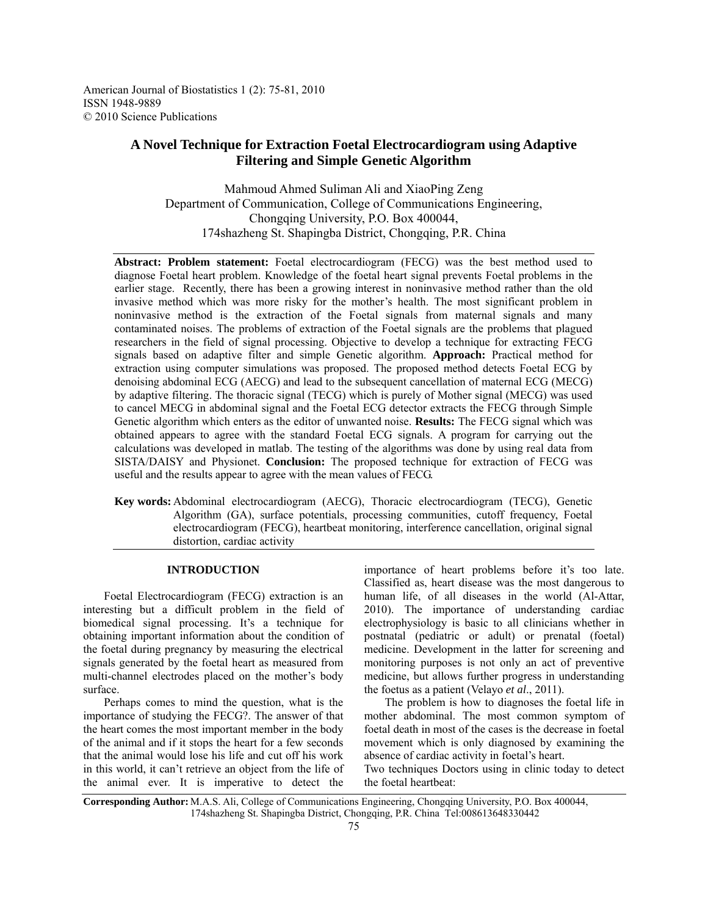American Journal of Biostatistics 1 (2): 75-81, 2010
ISSN 1948-9889
© 2010 Science Publications

# A Novel Technique for Extraction Foetal Electrocardiogram using Adaptive Filtering and Simple Genetic Algorithm

Mahmoud Ahmed Suliman Ali and XiaoPing Zeng
Department of Communication, College of Communications Engineering,
Chongqing University, P.O. Box 400044,
174shazheng St. Shapingba District, Chongqing, P.R. China

**Abstract: Problem statement:** Foetal electrocardiogram (FECG) was the best method used to diagnose Foetal heart problem. Knowledge of the foetal heart signal prevents Foetal problems in the earlier stage. Recently, there has been a growing interest in noninvasive method rather than the old invasive method which was more risky for the mother's health. The most significant problem in noninvasive method is the extraction of the Foetal signals from maternal signals and many contaminated noises. The problems of extraction of the Foetal signals are the problems that plagued researchers in the field of signal processing. Objective to develop a technique for extracting FECG signals based on adaptive filter and simple Genetic algorithm. **Approach:** Practical method for extraction using computer simulations was proposed. The proposed method detects Foetal ECG by denoising abdominal ECG (AECG) and lead to the subsequent cancellation of maternal ECG (MECG) by adaptive filtering. The thoracic signal (TECG) which is purely of Mother signal (MECG) was used to cancel MECG in abdominal signal and the Foetal ECG detector extracts the FECG through Simple Genetic algorithm which enters as the editor of unwanted noise. **Results:** The FECG signal which was obtained appears to agree with the standard Foetal ECG signals. A program for carrying out the calculations was developed in matlab. The testing of the algorithms was done by using real data from SISTA/DAISY and Physionet. **Conclusion:** The proposed technique for extraction of FECG was useful and the results appear to agree with the mean values of FECG.

**Key words:** Abdominal electrocardiogram (AECG), Thoracic electrocardiogram (TECG), Genetic Algorithm (GA), surface potentials, processing communities, cutoff frequency, Foetal electrocardiogram (FECG), heartbeat monitoring, interference cancellation, original signal distortion, cardiac activity

## INTRODUCTION

Foetal Electrocardiogram (FECG) extraction is an interesting but a difficult problem in the field of biomedical signal processing. It's a technique for obtaining important information about the condition of the foetal during pregnancy by measuring the electrical signals generated by the foetal heart as measured from multi-channel electrodes placed on the mother's body surface.

Perhaps comes to mind the question, what is the importance of studying the FECG?. The answer of that the heart comes the most important member in the body of the animal and if it stops the heart for a few seconds that the animal would lose his life and cut off his work in this world, it can't retrieve an object from the life of the animal ever. It is imperative to detect the importance of heart problems before it's too late. Classified as, heart disease was the most dangerous to human life, of all diseases in the world (Al-Attar, 2010). The importance of understanding cardiac electrophysiology is basic to all clinicians whether in postnatal (pediatric or adult) or prenatal (foetal) medicine. Development in the latter for screening and monitoring purposes is not only an act of preventive medicine, but allows further progress in understanding the foetus as a patient (Velayo *et al*., 2011).

The problem is how to diagnoses the foetal life in mother abdominal. The most common symptom of foetal death in most of the cases is the decrease in foetal movement which is only diagnosed by examining the absence of cardiac activity in foetal's heart.

Two techniques Doctors using in clinic today to detect the foetal heartbeat:

**Corresponding Author:** M.A.S. Ali, College of Communications Engineering, Chongqing University, P.O. Box 400044, 174shazheng St. Shapingba District, Chongqing, P.R. China Tel:008613648330442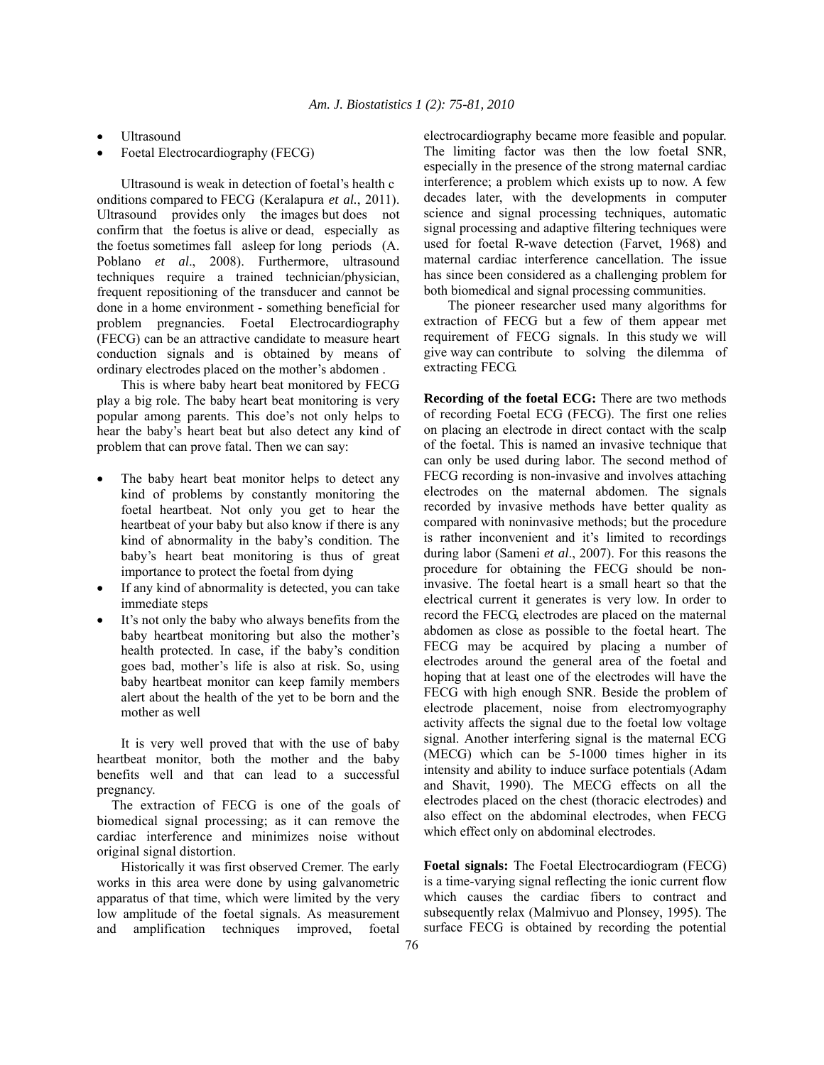- Ultrasound
- Foetal Electrocardiography (FECG)

Ultrasound is weak in detection of foetal's health c onditions compared to FECG (Keralapura *et al.*, 2011). Ultrasound provides only the images but does not confirm that the foetus is alive or dead, especially as the foetus sometimes fall asleep for long periods (A. Poblano *et al*., 2008). Furthermore, ultrasound techniques require a trained technician/physician, frequent repositioning of the transducer and cannot be done in a home environment - something beneficial for problem pregnancies. Foetal Electrocardiography (FECG) can be an attractive candidate to measure heart conduction signals and is obtained by means of ordinary electrodes placed on the mother's abdomen .

This is where baby heart beat monitored by FECG play a big role. The baby heart beat monitoring is very popular among parents. This doe's not only helps to hear the baby's heart beat but also detect any kind of problem that can prove fatal. Then we can say:

- The baby heart beat monitor helps to detect any kind of problems by constantly monitoring the foetal heartbeat. Not only you get to hear the heartbeat of your baby but also know if there is any kind of abnormality in the baby's condition. The baby's heart beat monitoring is thus of great importance to protect the foetal from dying
- If any kind of abnormality is detected, you can take immediate steps
- It's not only the baby who always benefits from the baby heartbeat monitoring but also the mother's health protected. In case, if the baby's condition goes bad, mother's life is also at risk. So, using baby heartbeat monitor can keep family members alert about the health of the yet to be born and the mother as well

It is very well proved that with the use of baby heartbeat monitor, both the mother and the baby benefits well and that can lead to a successful pregnancy.

The extraction of FECG is one of the goals of biomedical signal processing; as it can remove the cardiac interference and minimizes noise without original signal distortion.

Historically it was first observed Cremer. The early works in this area were done by using galvanometric apparatus of that time, which were limited by the very low amplitude of the foetal signals. As measurement and amplification techniques improved, foetal electrocardiography became more feasible and popular. The limiting factor was then the low foetal SNR, especially in the presence of the strong maternal cardiac interference; a problem which exists up to now. A few decades later, with the developments in computer science and signal processing techniques, automatic signal processing and adaptive filtering techniques were used for foetal R-wave detection (Farvet, 1968) and maternal cardiac interference cancellation. The issue has since been considered as a challenging problem for both biomedical and signal processing communities.

The pioneer researcher used many algorithms for extraction of FECG but a few of them appear met requirement of FECG signals. In this study we will give way can contribute to solving the dilemma of extracting FECG.

**Recording of the foetal ECG:** There are two methods of recording Foetal ECG (FECG). The first one relies on placing an electrode in direct contact with the scalp of the foetal. This is named an invasive technique that can only be used during labor. The second method of FECG recording is non-invasive and involves attaching electrodes on the maternal abdomen. The signals recorded by invasive methods have better quality as compared with noninvasive methods; but the procedure is rather inconvenient and it's limited to recordings during labor (Sameni *et al*., 2007). For this reasons the procedure for obtaining the FECG should be non-invasive. The foetal heart is a small heart so that the electrical current it generates is very low. In order to record the FECG, electrodes are placed on the maternal abdomen as close as possible to the foetal heart. The FECG may be acquired by placing a number of electrodes around the general area of the foetal and hoping that at least one of the electrodes will have the FECG with high enough SNR. Beside the problem of electrode placement, noise from electromyography activity affects the signal due to the foetal low voltage signal. Another interfering signal is the maternal ECG (MECG) which can be 5-1000 times higher in its intensity and ability to induce surface potentials (Adam and Shavit, 1990). The MECG effects on all the electrodes placed on the chest (thoracic electrodes) and also effect on the abdominal electrodes, when FECG which effect only on abdominal electrodes.

**Foetal signals:** The Foetal Electrocardiogram (FECG) is a time-varying signal reflecting the ionic current flow which causes the cardiac fibers to contract and subsequently relax (Malmivuo and Plonsey, 1995). The surface FECG is obtained by recording the potential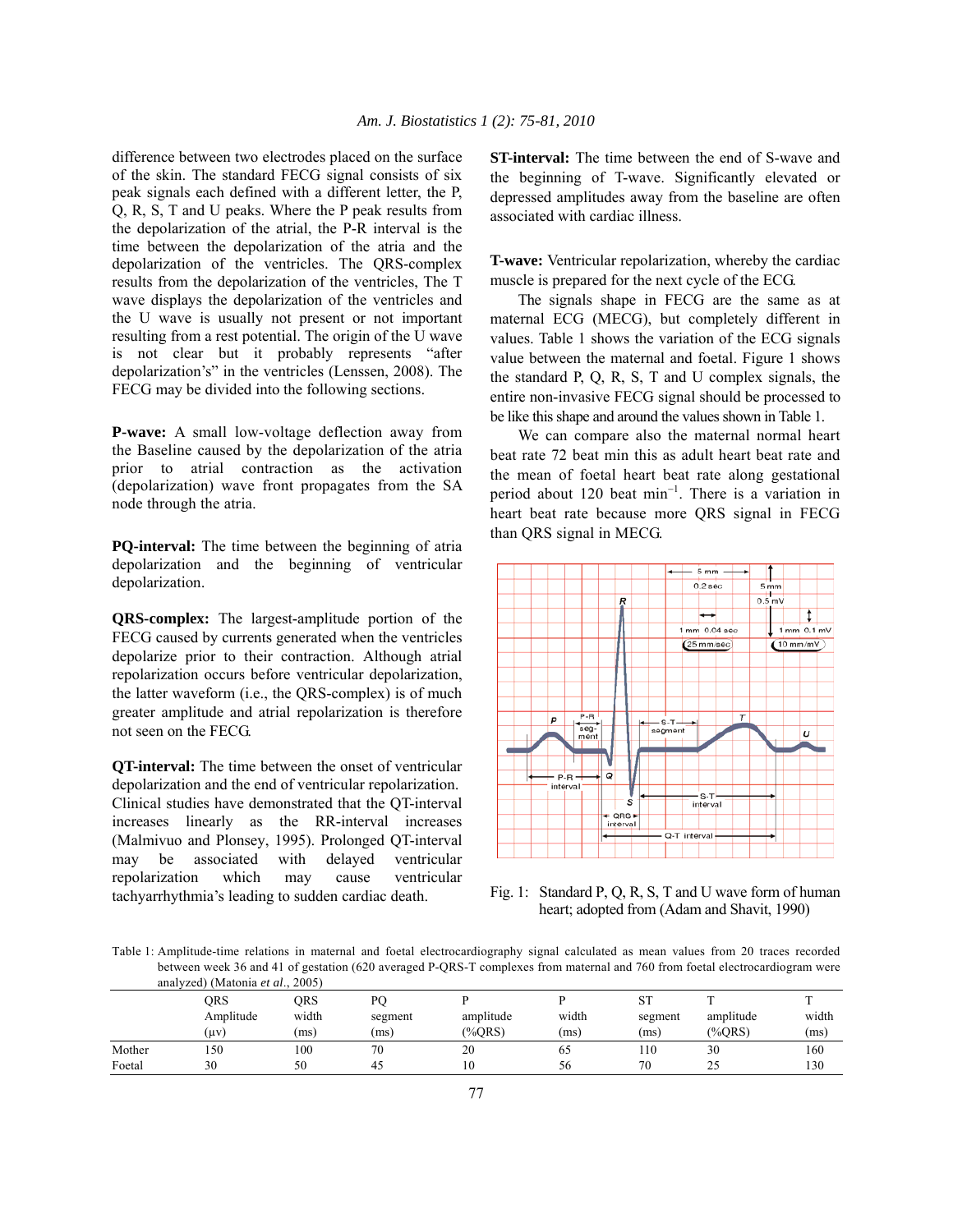difference between two electrodes placed on the surface of the skin. The standard FECG signal consists of six peak signals each defined with a different letter, the P, Q, R, S, T and U peaks. Where the P peak results from the depolarization of the atrial, the P-R interval is the time between the depolarization of the atria and the depolarization of the ventricles. The QRS-complex results from the depolarization of the ventricles, The T wave displays the depolarization of the ventricles and the U wave is usually not present or not important resulting from a rest potential. The origin of the U wave is not clear but it probably represents "after depolarization's" in the ventricles (Lenssen, 2008). The FECG may be divided into the following sections.

**P-wave:** A small low-voltage deflection away from the Baseline caused by the depolarization of the atria prior to atrial contraction as the activation (depolarization) wave front propagates from the SA node through the atria.

**PQ-interval:** The time between the beginning of atria depolarization and the beginning of ventricular depolarization.

**QRS-complex:** The largest-amplitude portion of the FECG caused by currents generated when the ventricles depolarize prior to their contraction. Although atrial repolarization occurs before ventricular depolarization, the latter waveform (i.e., the QRS-complex) is of much greater amplitude and atrial repolarization is therefore not seen on the FECG.

**QT-interval:** The time between the onset of ventricular depolarization and the end of ventricular repolarization. Clinical studies have demonstrated that the QT-interval increases linearly as the RR-interval increases (Malmivuo and Plonsey, 1995). Prolonged QT-interval may be associated with delayed ventricular repolarization which may cause ventricular tachyarrhythmia's leading to sudden cardiac death.

**ST-interval:** The time between the end of S-wave and the beginning of T-wave. Significantly elevated or depressed amplitudes away from the baseline are often associated with cardiac illness.

**T-wave:** Ventricular repolarization, whereby the cardiac muscle is prepared for the next cycle of the ECG.

The signals shape in FECG are the same as at maternal ECG (MECG), but completely different in values. Table 1 shows the variation of the ECG signals value between the maternal and foetal. Figure 1 shows the standard P, Q, R, S, T and U complex signals, the entire non-invasive FECG signal should be processed to be like this shape and around the values shown in Table 1.

We can compare also the maternal normal heart beat rate 72 beat min this as adult heart beat rate and the mean of foetal heart beat rate along gestational period about 120 beat $min^{-1}$. There is a variation in heart beat rate because more QRS signal in FECG than QRS signal in MECG.

Fig. 1: Standard P, Q, R, S, T and U wave form of human heart; adopted from (Adam and Shavit, 1990)

Table 1: Amplitude-time relations in maternal and foetal electrocardiography signal calculated as mean values from 20 traces recorded between week 36 and 41 of gestation (620 averaged P-QRS-T complexes from maternal and 760 from foetal electrocardiogram were analyzed) (Matonia *et al*., 2005)

| | QRS Amplitude (μv) | QRS width (ms) | PQ segment (ms) | P amplitude (%QRS) | P width (ms) | ST segment (ms) | T amplitude (%QRS) | T width (ms) |
|---|---|---|---|---|---|---|---|---|
| Mother | 150 | 100 | 70 | 20 | 65 | 110 | 30 | 160 |
| Foetal | 30 | 50 | 45 | 10 | 56 | 70 | 25 | 130 |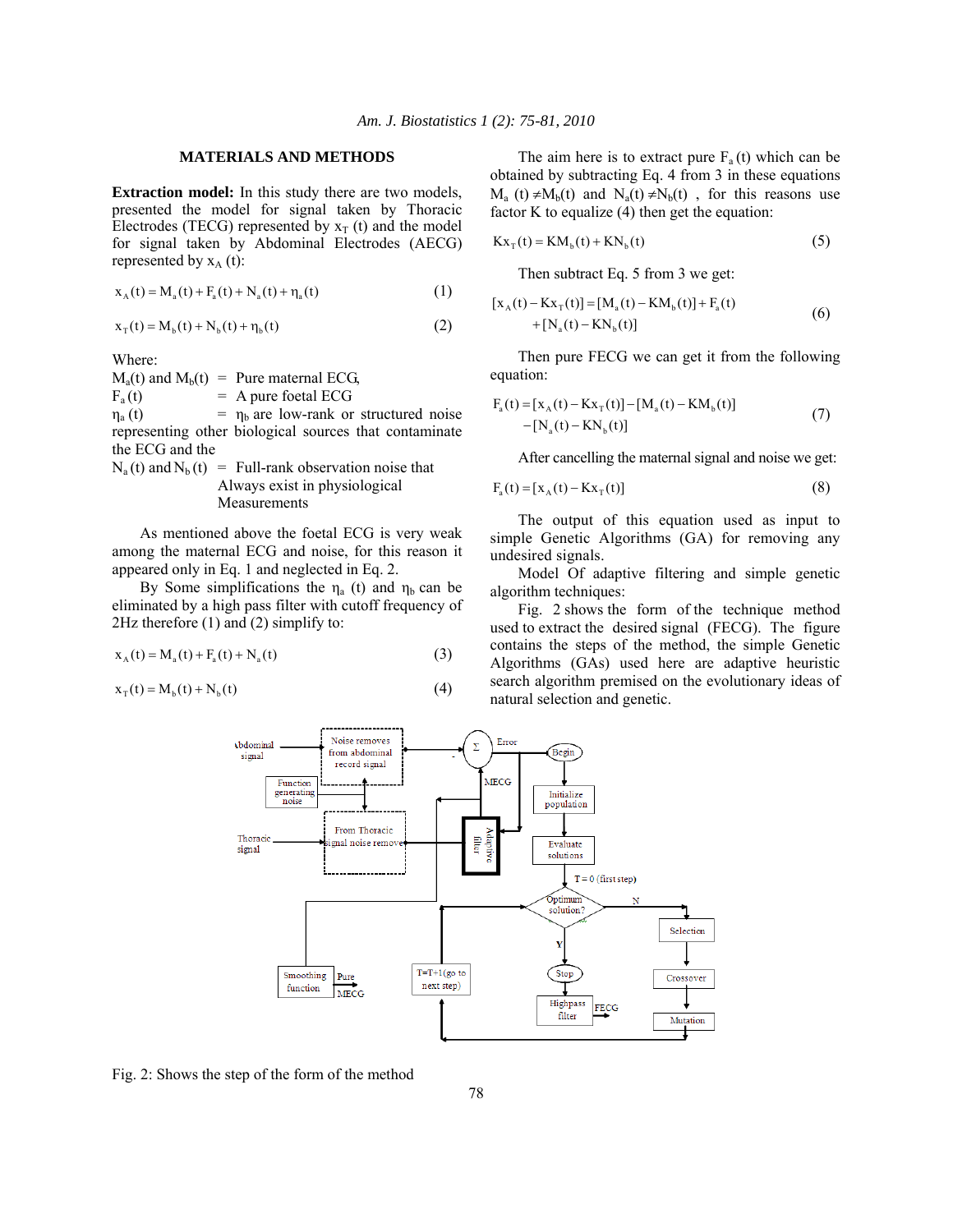## MATERIALS AND METHODS

**Extraction model:** In this study there are two models, presented the model for signal taken by Thoracic Electrodes (TECG) represented by $x_T$ (t) and the model for signal taken by Abdominal Electrodes (AECG) represented by $x_A$ (t):

$$x_A(t) = M_a(t) + F_a(t) + N_a(t) + \eta_a(t) \quad (1)$$

$$x_T(t) = M_b(t) + N_b(t) + \eta_b(t) \quad (2)$$

Where:

$M_a(t)$ and $M_b(t)$ = Pure maternal ECG,
$F_a$ (t) = A pure foetal ECG
$\eta_a$ (t) = $\eta_b$ are low-rank or structured noise representing other biological sources that contaminate the ECG and the
$N_a$ (t) and $N_b$ (t) = Full-rank observation noise that Always exist in physiological Measurements

As mentioned above the foetal ECG is very weak among the maternal ECG and noise, for this reason it appeared only in Eq. 1 and neglected in Eq. 2.

By Some simplifications the $\eta_a$ (t) and $\eta_b$ can be eliminated by a high pass filter with cutoff frequency of 2Hz therefore (1) and (2) simplify to:

$$x_A(t) = M_a(t) + F_a(t) + N_a(t) \quad (3)$$

$$x_T(t) = M_b(t) + N_b(t) \quad (4)$$

The aim here is to extract pure $F_a$ (t) which can be obtained by subtracting Eq. 4 from 3 in these equations $M_a$ (t) $\neq M_b$(t) and $N_a$(t) $\neq N_b$(t) , for this reasons use factor K to equalize (4) then get the equation:

$$Kx_T(t) = KM_b(t) + KN_b(t) \quad (5)$$

Then subtract Eq. 5 from 3 we get:

$$[x_A(t) - Kx_T(t)] = [M_a(t) - KM_b(t)] + F_a(t) + [N_a(t) - KN_b(t)] \quad (6)$$

Then pure FECG we can get it from the following equation:

$$F_a(t) = [x_A(t) - Kx_T(t)] - [M_a(t) - KM_b(t)] - [N_a(t) - KN_b(t)] \quad (7)$$

After cancelling the maternal signal and noise we get:

$$F_a(t) = [x_A(t) - Kx_T(t)] \quad (8)$$

The output of this equation used as input to simple Genetic Algorithms (GA) for removing any undesired signals.

Model Of adaptive filtering and simple genetic algorithm techniques:

Fig. 2 shows the form of the technique method used to extract the desired signal (FECG). The figure contains the steps of the method, the simple Genetic Algorithms (GAs) used here are adaptive heuristic search algorithm premised on the evolutionary ideas of natural selection and genetic.

Fig. 2: Shows the step of the form of the method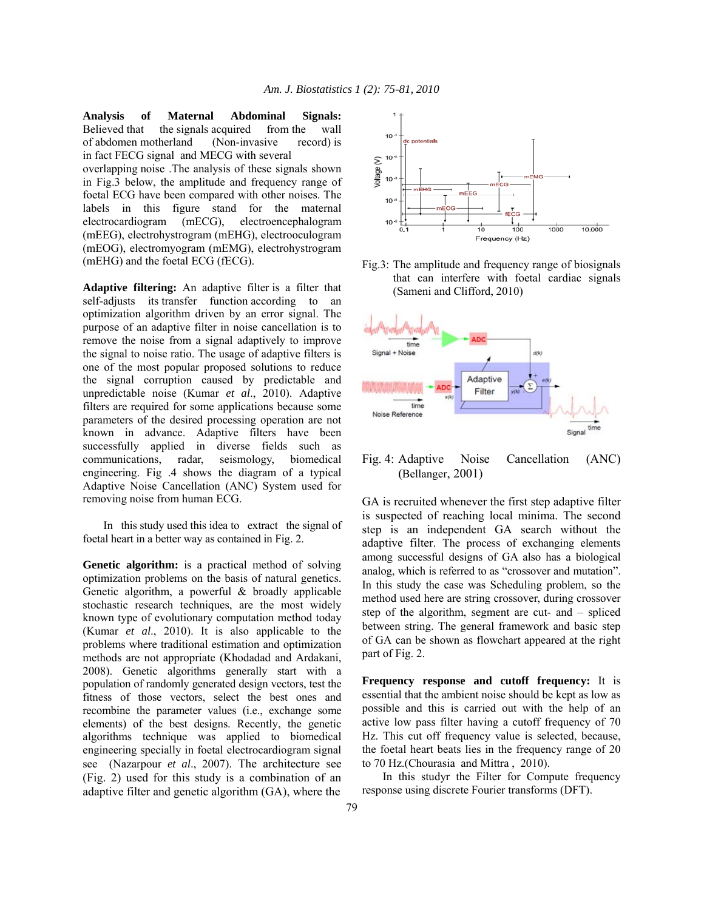**Analysis of Maternal Abdominal Signals:** Believed that the signals acquired from the wall of abdomen motherland (Non-invasive record) is in fact FECG signal and MECG with several overlapping noise .The analysis of these signals shown in Fig.3 below, the amplitude and frequency range of foetal ECG have been compared with other noises. The labels in this figure stand for the maternal electrocardiogram (mECG), electroencephalogram (mEEG), electrohystrogram (mEHG), electrooculogram (mEOG), electromyogram (mEMG), electrohystrogram (mEHG) and the foetal ECG (fECG).

**Adaptive filtering:** An adaptive filter is a filter that self-adjusts its transfer function according to an optimization algorithm driven by an error signal. The purpose of an adaptive filter in noise cancellation is to remove the noise from a signal adaptively to improve the signal to noise ratio. The usage of adaptive filters is one of the most popular proposed solutions to reduce the signal corruption caused by predictable and unpredictable noise (Kumar *et al*., 2010). Adaptive filters are required for some applications because some parameters of the desired processing operation are not known in advance. Adaptive filters have been successfully applied in diverse fields such as communications, radar, seismology, biomedical engineering. Fig .4 shows the diagram of a typical Adaptive Noise Cancellation (ANC) System used for removing noise from human ECG.

In this study used this idea to extract the signal of foetal heart in a better way as contained in Fig. 2.

**Genetic algorithm:** is a practical method of solving optimization problems on the basis of natural genetics. Genetic algorithm, a powerful & broadly applicable stochastic research techniques, are the most widely known type of evolutionary computation method today (Kumar *et al*., 2010). It is also applicable to the problems where traditional estimation and optimization methods are not appropriate (Khodadad and Ardakani, 2008). Genetic algorithms generally start with a population of randomly generated design vectors, test the fitness of those vectors, select the best ones and recombine the parameter values (i.e., exchange some elements) of the best designs. Recently, the genetic algorithms technique was applied to biomedical engineering specially in foetal electrocardiogram signal see (Nazarpour *et al*., 2007). The architecture see (Fig. 2) used for this study is a combination of an adaptive filter and genetic algorithm (GA), where the GA is recruited whenever the first step adaptive filter is suspected of reaching local minima. The second step is an independent GA search without the adaptive filter. The process of exchanging elements among successful designs of GA also has a biological analog, which is referred to as "crossover and mutation". In this study the case was Scheduling problem, so the method used here are string crossover, during crossover step of the algorithm, segment are cut- and – spliced between string. The general framework and basic step of GA can be shown as flowchart appeared at the right part of Fig. 2.

Fig.3: The amplitude and frequency range of biosignals that can interfere with foetal cardiac signals (Sameni and Clifford, 2010)

Fig. 4: Adaptive Noise Cancellation (ANC) (Bellanger, 2001)

**Frequency response and cutoff frequency:** It is essential that the ambient noise should be kept as low as possible and this is carried out with the help of an active low pass filter having a cutoff frequency of 70 Hz. This cut off frequency value is selected, because, the foetal heart beats lies in the frequency range of 20 to 70 Hz.(Chourasia and Mittra , 2010).

In this studyr the Filter for Compute frequency response using discrete Fourier transforms (DFT).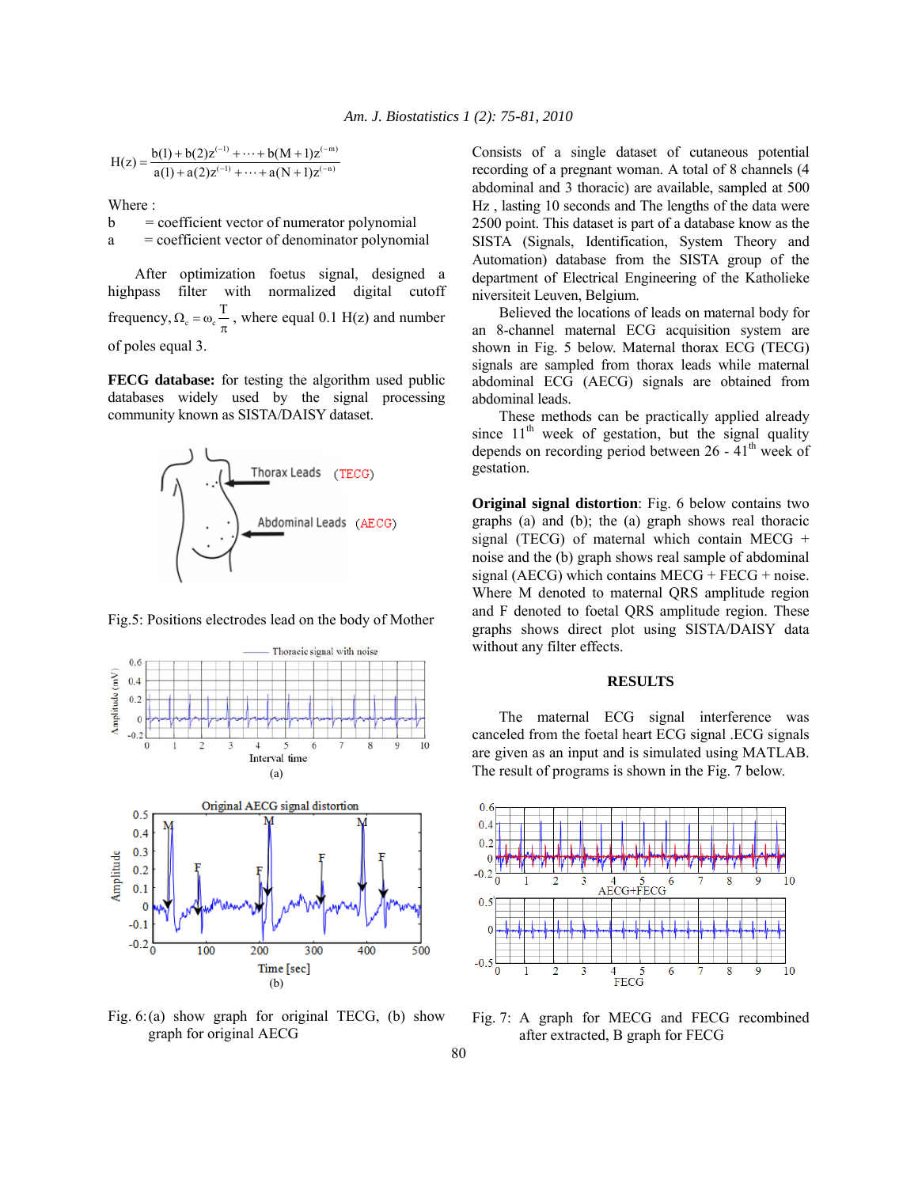$$H(z) = \frac{b(1) + b(2)z^{(-1)} + \cdots + b(M+1)z^{(-m)}}{a(1) + a(2)z^{(-1)} + \cdots + a(N+1)z^{(-n)}}$$

Where :

b = coefficient vector of numerator polynomial

a = coefficient vector of denominator polynomial

After optimization foetus signal, designed a highpass filter with normalized digital cutoff frequency, $\Omega_c = \omega_c \frac{T}{\pi}$, where equal 0.1 H(z) and number of poles equal 3.

**FECG database:** for testing the algorithm used public databases widely used by the signal processing community known as SISTA/DAISY dataset.

Fig.5: Positions electrodes lead on the body of Mother

Fig. 6: (a) show graph for original TECG, (b) show graph for original AECG

Consists of a single dataset of cutaneous potential recording of a pregnant woman. A total of 8 channels (4 abdominal and 3 thoracic) are available, sampled at 500 Hz , lasting 10 seconds and The lengths of the data were 2500 point. This dataset is part of a database know as the SISTA (Signals, Identification, System Theory and Automation) database from the SISTA group of the department of Electrical Engineering of the Katholieke niversiteit Leuven, Belgium.

Believed the locations of leads on maternal body for an 8-channel maternal ECG acquisition system are shown in Fig. 5 below. Maternal thorax ECG (TECG) signals are sampled from thorax leads while maternal abdominal ECG (AECG) signals are obtained from abdominal leads.

These methods can be practically applied already since 11[th] week of gestation, but the signal quality depends on recording period between 26 - 41[th] week of gestation.

**Original signal distortion**: Fig. 6 below contains two graphs (a) and (b); the (a) graph shows real thoracic signal (TECG) of maternal which contain MECG + noise and the (b) graph shows real sample of abdominal signal (AECG) which contains MECG + FECG + noise. Where M denoted to maternal QRS amplitude region and F denoted to foetal QRS amplitude region. These graphs shows direct plot using SISTA/DAISY data without any filter effects.

## RESULTS

The maternal ECG signal interference was canceled from the foetal heart ECG signal .ECG signals are given as an input and is simulated using MATLAB. The result of programs is shown in the Fig. 7 below.

Fig. 7: A graph for MECG and FECG recombined after extracted, B graph for FECG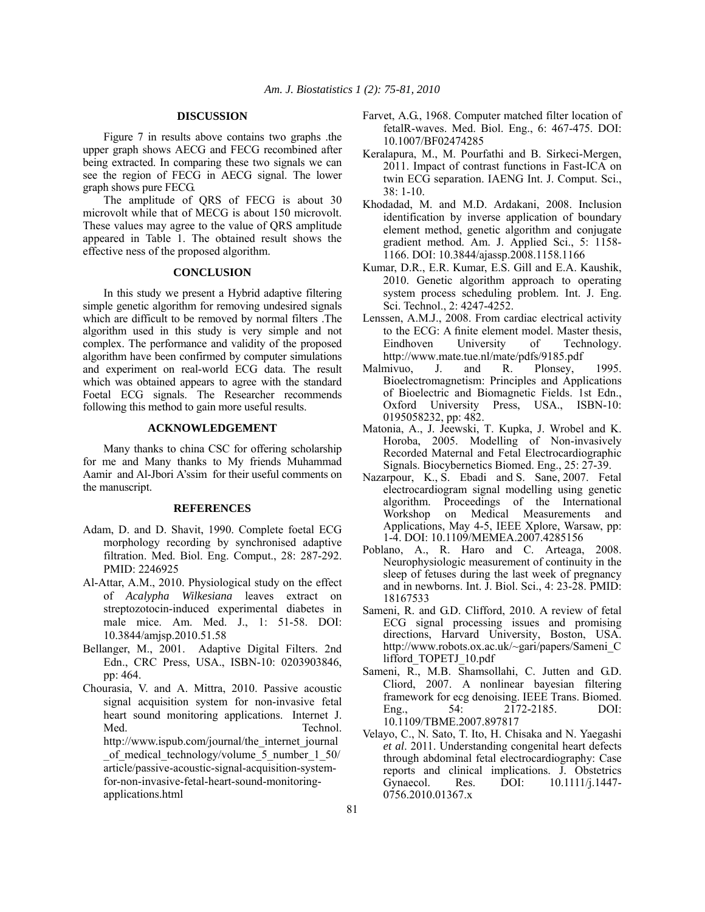## DISCUSSION

Figure 7 in results above contains two graphs .the upper graph shows AECG and FECG recombined after being extracted. In comparing these two signals we can see the region of FECG in AECG signal. The lower graph shows pure FECG.

The amplitude of QRS of FECG is about 30 microvolt while that of MECG is about 150 microvolt. These values may agree to the value of QRS amplitude appeared in Table 1. The obtained result shows the effective ness of the proposed algorithm.

## CONCLUSION

In this study we present a Hybrid adaptive filtering simple genetic algorithm for removing undesired signals which are difficult to be removed by normal filters .The algorithm used in this study is very simple and not complex. The performance and validity of the proposed algorithm have been confirmed by computer simulations and experiment on real-world ECG data. The result which was obtained appears to agree with the standard Foetal ECG signals. The Researcher recommends following this method to gain more useful results.

## ACKNOWLEDGEMENT

Many thanks to china CSC for offering scholarship for me and Many thanks to My friends Muhammad Aamir and Al-Jbori A'ssim for their useful comments on the manuscript.

## REFERENCES

Adam, D. and D. Shavit, 1990. Complete foetal ECG morphology recording by synchronised adaptive filtration. Med. Biol. Eng. Comput., 28: 287-292. PMID: 2246925

Al-Attar, A.M., 2010. Physiological study on the effect of *Acalypha Wilkesiana* leaves extract on streptozotocin-induced experimental diabetes in male mice. Am. Med. J., 1: 51-58. DOI: 10.3844/amjsp.2010.51.58

Bellanger, M., 2001. Adaptive Digital Filters. 2nd Edn., CRC Press, USA., ISBN-10: 0203903846, pp: 464.

Chourasia, V. and A. Mittra, 2010. Passive acoustic signal acquisition system for non-invasive fetal heart sound monitoring applications. Internet J. Med. Technol. http://www.ispub.com/journal/the_internet_journal_of_medical_technology/volume_5_number_1_50/article/passive-acoustic-signal-acquisition-system-for-non-invasive-fetal-heart-sound-monitoring-applications.html

Farvet, A.G., 1968. Computer matched filter location of fetalR-waves. Med. Biol. Eng., 6: 467-475. DOI: 10.1007/BF02474285

Keralapura, M., M. Pourfathi and B. Sirkeci-Mergen, 2011. Impact of contrast functions in Fast-ICA on twin ECG separation. IAENG Int. J. Comput. Sci., 38: 1-10.

Khodadad, M. and M.D. Ardakani, 2008. Inclusion identification by inverse application of boundary element method, genetic algorithm and conjugate gradient method. Am. J. Applied Sci., 5: 1158-1166. DOI: 10.3844/ajassp.2008.1158.1166

Kumar, D.R., E.R. Kumar, E.S. Gill and E.A. Kaushik, 2010. Genetic algorithm approach to operating system process scheduling problem. Int. J. Eng. Sci. Technol., 2: 4247-4252.

Lenssen, A.M.J., 2008. From cardiac electrical activity to the ECG: A finite element model. Master thesis, Eindhoven University of Technology. http://www.mate.tue.nl/mate/pdfs/9185.pdf

Malmivuo, J. and R. Plonsey, 1995. Bioelectromagnetism: Principles and Applications of Bioelectric and Biomagnetic Fields. 1st Edn., Oxford University Press, USA., ISBN-10: 0195058232, pp: 482.

Matonia, A., J. Jeewski, T. Kupka, J. Wrobel and K. Horoba, 2005. Modelling of Non-invasively Recorded Maternal and Fetal Electrocardiographic Signals. Biocybernetics Biomed. Eng., 25: 27-39.

Nazarpour, K., S. Ebadi and S. Sane, 2007. Fetal electrocardiogram signal modelling using genetic algorithm. Proceedings of the International Workshop on Medical Measurements and Applications, May 4-5, IEEE Xplore, Warsaw, pp: 1-4. DOI: 10.1109/MEMEA.2007.4285156

Poblano, A., R. Haro and C. Arteaga, 2008. Neurophysiologic measurement of continuity in the sleep of fetuses during the last week of pregnancy and in newborns. Int. J. Biol. Sci., 4: 23-28. PMID: 18167533

Sameni, R. and G.D. Clifford, 2010. A review of fetal ECG signal processing issues and promising directions, Harvard University, Boston, USA. http://www.robots.ox.ac.uk/~gari/papers/Sameni_Clifford_TOPETJ_10.pdf

Sameni, R., M.B. Shamsollahi, C. Jutten and G.D. Cliord, 2007. A nonlinear bayesian filtering framework for ecg denoising. IEEE Trans. Biomed. Eng., 54: 2172-2185. DOI: 10.1109/TBME.2007.897817

Velayo, C., N. Sato, T. Ito, H. Chisaka and N. Yaegashi *et al*. 2011. Understanding congenital heart defects through abdominal fetal electrocardiography: Case reports and clinical implications. J. Obstetrics Gynaecol. Res. DOI: 10.1111/j.1447-0756.2010.01367.x